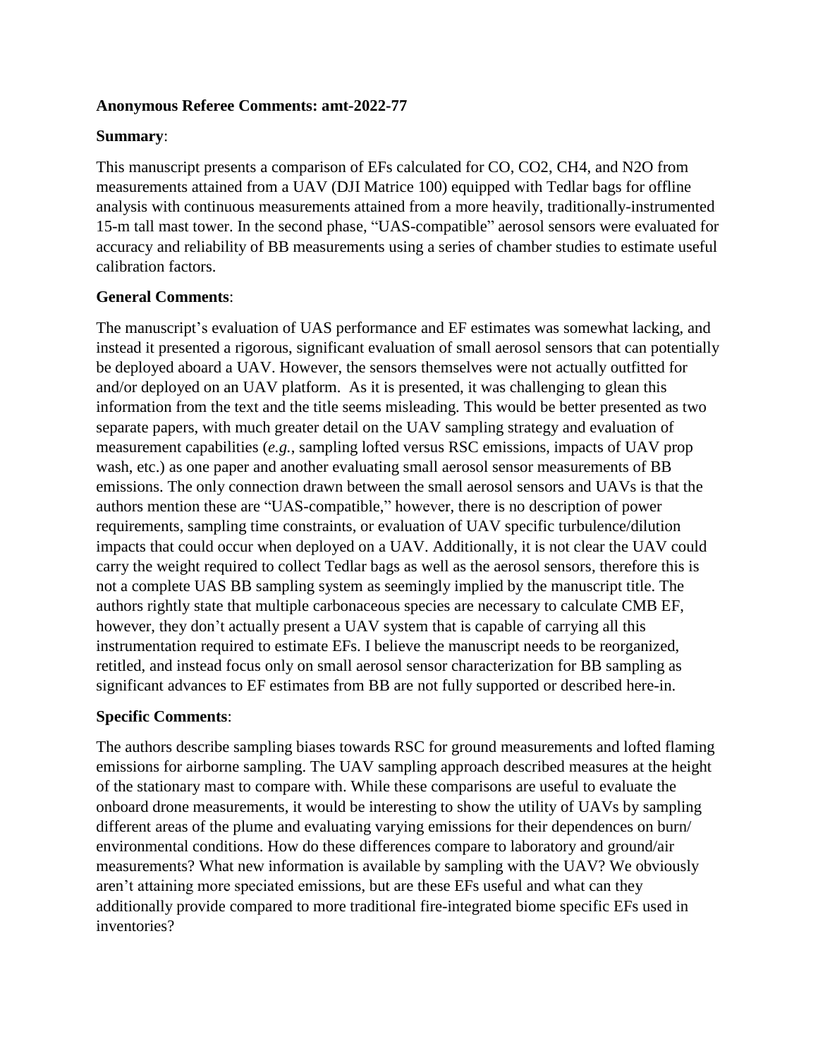**Anonymous Referee Comments: amt-2022-77**

**Summary**:

This manuscript presents a comparison of EFs calculated for CO, $CO_2$, $CH_4$, and $N_2O$ from measurements attained from a UAV (DJI Matrice 100) equipped with Tedlar bags for offline analysis with continuous measurements attained from a more heavily, traditionally-instrumented 15-m tall mast tower. In the second phase, "UAS-compatible" aerosol sensors were evaluated for accuracy and reliability of BB measurements using a series of chamber studies to estimate useful calibration factors.

**General Comments**:

The manuscript's evaluation of UAS performance and EF estimates was somewhat lacking, and instead it presented a rigorous, significant evaluation of small aerosol sensors that can potentially be deployed aboard a UAV. However, the sensors themselves were not actually outfitted for and/or deployed on an UAV platform. As it is presented, it was challenging to glean this information from the text and the title seems misleading. This would be better presented as two separate papers, with much greater detail on the UAV sampling strategy and evaluation of measurement capabilities (*e.g.*, sampling lofted versus RSC emissions, impacts of UAV prop wash, etc.) as one paper and another evaluating small aerosol sensor measurements of BB emissions. The only connection drawn between the small aerosol sensors and UAVs is that the authors mention these are "UAS-compatible," however, there is no description of power requirements, sampling time constraints, or evaluation of UAV specific turbulence/dilution impacts that could occur when deployed on a UAV. Additionally, it is not clear the UAV could carry the weight required to collect Tedlar bags as well as the aerosol sensors, therefore this is not a complete UAS BB sampling system as seemingly implied by the manuscript title. The authors rightly state that multiple carbonaceous species are necessary to calculate CMB EF, however, they don't actually present a UAV system that is capable of carrying all this instrumentation required to estimate EFs. I believe the manuscript needs to be reorganized, retitled, and instead focus only on small aerosol sensor characterization for BB sampling as significant advances to EF estimates from BB are not fully supported or described here-in.

**Specific Comments**:

The authors describe sampling biases towards RSC for ground measurements and lofted flaming emissions for airborne sampling. The UAV sampling approach described measures at the height of the stationary mast to compare with. While these comparisons are useful to evaluate the onboard drone measurements, it would be interesting to show the utility of UAVs by sampling different areas of the plume and evaluating varying emissions for their dependences on burn/environmental conditions. How do these differences compare to laboratory and ground/air measurements? What new information is available by sampling with the UAV? We obviously aren't attaining more speciated emissions, but are these EFs useful and what can they additionally provide compared to more traditional fire-integrated biome specific EFs used in inventories?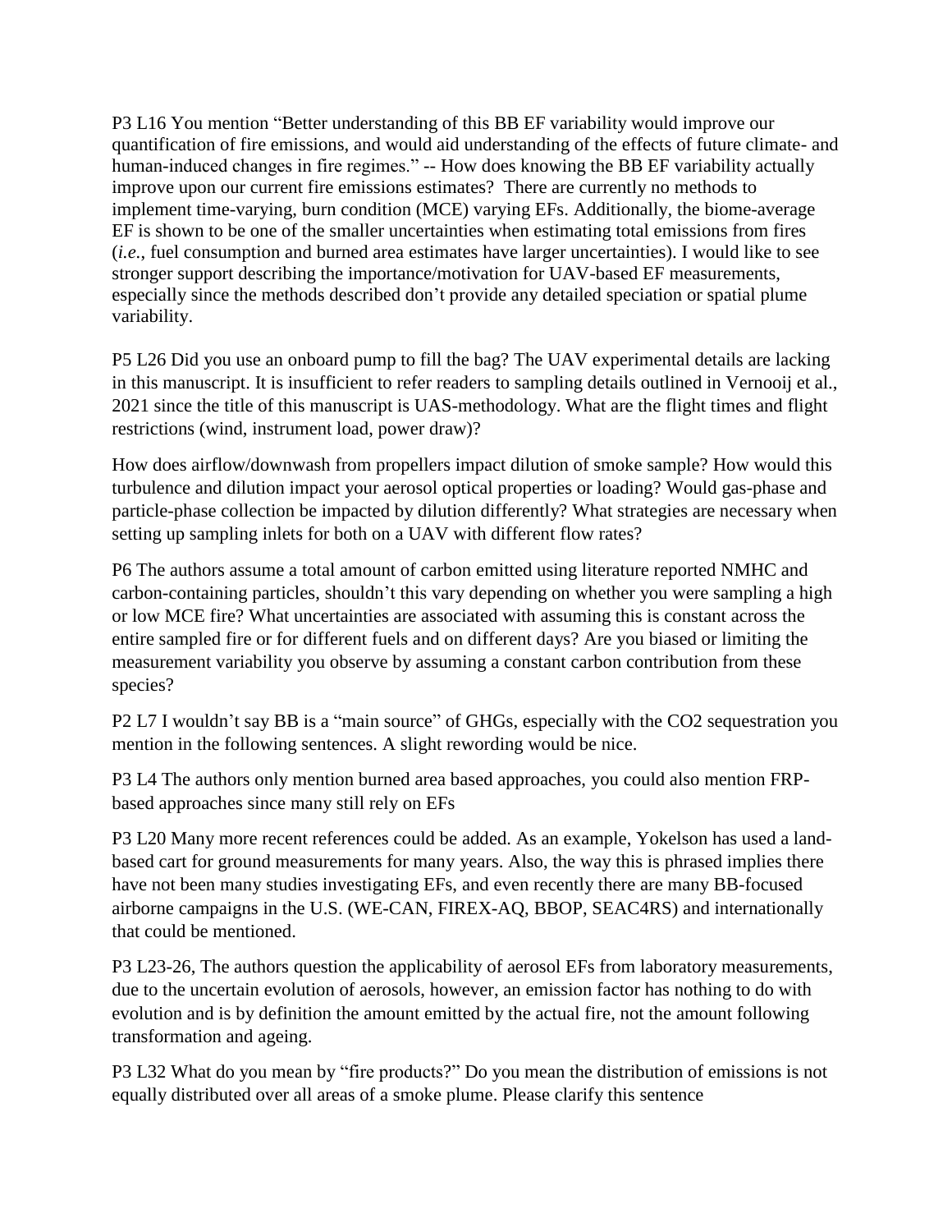P3 L16 You mention "Better understanding of this BB EF variability would improve our quantification of fire emissions, and would aid understanding of the effects of future climate- and human-induced changes in fire regimes." -- How does knowing the BB EF variability actually improve upon our current fire emissions estimates? There are currently no methods to implement time-varying, burn condition (MCE) varying EFs. Additionally, the biome-average EF is shown to be one of the smaller uncertainties when estimating total emissions from fires (*i.e.*, fuel consumption and burned area estimates have larger uncertainties). I would like to see stronger support describing the importance/motivation for UAV-based EF measurements, especially since the methods described don't provide any detailed speciation or spatial plume variability.

P5 L26 Did you use an onboard pump to fill the bag? The UAV experimental details are lacking in this manuscript. It is insufficient to refer readers to sampling details outlined in Vernooij et al., 2021 since the title of this manuscript is UAS-methodology. What are the flight times and flight restrictions (wind, instrument load, power draw)?

How does airflow/downwash from propellers impact dilution of smoke sample? How would this turbulence and dilution impact your aerosol optical properties or loading? Would gas-phase and particle-phase collection be impacted by dilution differently? What strategies are necessary when setting up sampling inlets for both on a UAV with different flow rates?

P6 The authors assume a total amount of carbon emitted using literature reported NMHC and carbon-containing particles, shouldn't this vary depending on whether you were sampling a high or low MCE fire? What uncertainties are associated with assuming this is constant across the entire sampled fire or for different fuels and on different days? Are you biased or limiting the measurement variability you observe by assuming a constant carbon contribution from these species?

P2 L7 I wouldn't say BB is a "main source" of GHGs, especially with the CO2 sequestration you mention in the following sentences. A slight rewording would be nice.

P3 L4 The authors only mention burned area based approaches, you could also mention FRP-based approaches since many still rely on EFs

P3 L20 Many more recent references could be added. As an example, Yokelson has used a land-based cart for ground measurements for many years. Also, the way this is phrased implies there have not been many studies investigating EFs, and even recently there are many BB-focused airborne campaigns in the U.S. (WE-CAN, FIREX-AQ, BBOP, SEAC4RS) and internationally that could be mentioned.

P3 L23-26, The authors question the applicability of aerosol EFs from laboratory measurements, due to the uncertain evolution of aerosols, however, an emission factor has nothing to do with evolution and is by definition the amount emitted by the actual fire, not the amount following transformation and ageing.

P3 L32 What do you mean by "fire products?" Do you mean the distribution of emissions is not equally distributed over all areas of a smoke plume. Please clarify this sentence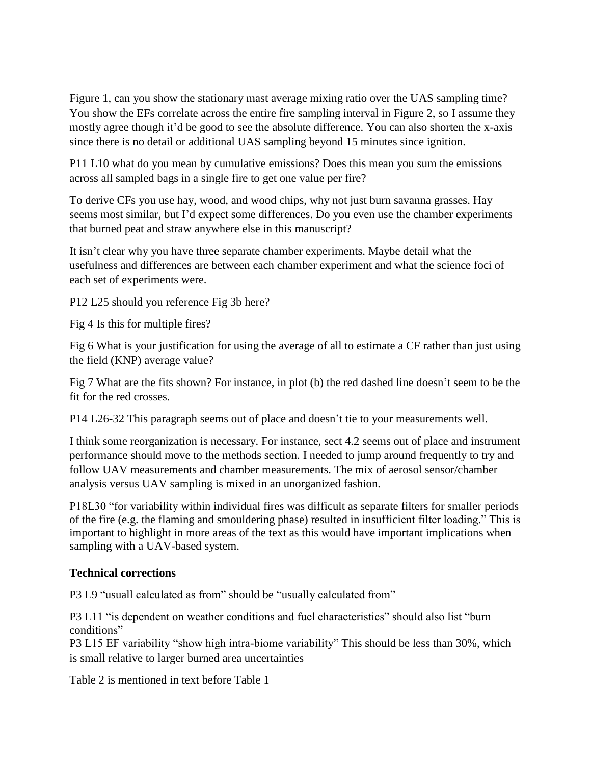Figure 1, can you show the stationary mast average mixing ratio over the UAS sampling time? You show the EFs correlate across the entire fire sampling interval in Figure 2, so I assume they mostly agree though it'd be good to see the absolute difference. You can also shorten the x-axis since there is no detail or additional UAS sampling beyond 15 minutes since ignition.

P11 L10 what do you mean by cumulative emissions? Does this mean you sum the emissions across all sampled bags in a single fire to get one value per fire?

To derive CFs you use hay, wood, and wood chips, why not just burn savanna grasses. Hay seems most similar, but I'd expect some differences. Do you even use the chamber experiments that burned peat and straw anywhere else in this manuscript?

It isn't clear why you have three separate chamber experiments. Maybe detail what the usefulness and differences are between each chamber experiment and what the science foci of each set of experiments were.

P12 L25 should you reference Fig 3b here?

Fig 4 Is this for multiple fires?

Fig 6 What is your justification for using the average of all to estimate a CF rather than just using the field (KNP) average value?

Fig 7 What are the fits shown? For instance, in plot (b) the red dashed line doesn't seem to be the fit for the red crosses.

P14 L26-32 This paragraph seems out of place and doesn't tie to your measurements well.

I think some reorganization is necessary. For instance, sect 4.2 seems out of place and instrument performance should move to the methods section. I needed to jump around frequently to try and follow UAV measurements and chamber measurements. The mix of aerosol sensor/chamber analysis versus UAV sampling is mixed in an unorganized fashion.

P18L30 "for variability within individual fires was difficult as separate filters for smaller periods of the fire (e.g. the flaming and smouldering phase) resulted in insufficient filter loading." This is important to highlight in more areas of the text as this would have important implications when sampling with a UAV-based system.

**Technical corrections**

P3 L9 "usuall calculated as from" should be "usually calculated from"

P3 L11 "is dependent on weather conditions and fuel characteristics" should also list "burn conditions"

P3 L15 EF variability "show high intra-biome variability" This should be less than 30%, which is small relative to larger burned area uncertainties

Table 2 is mentioned in text before Table 1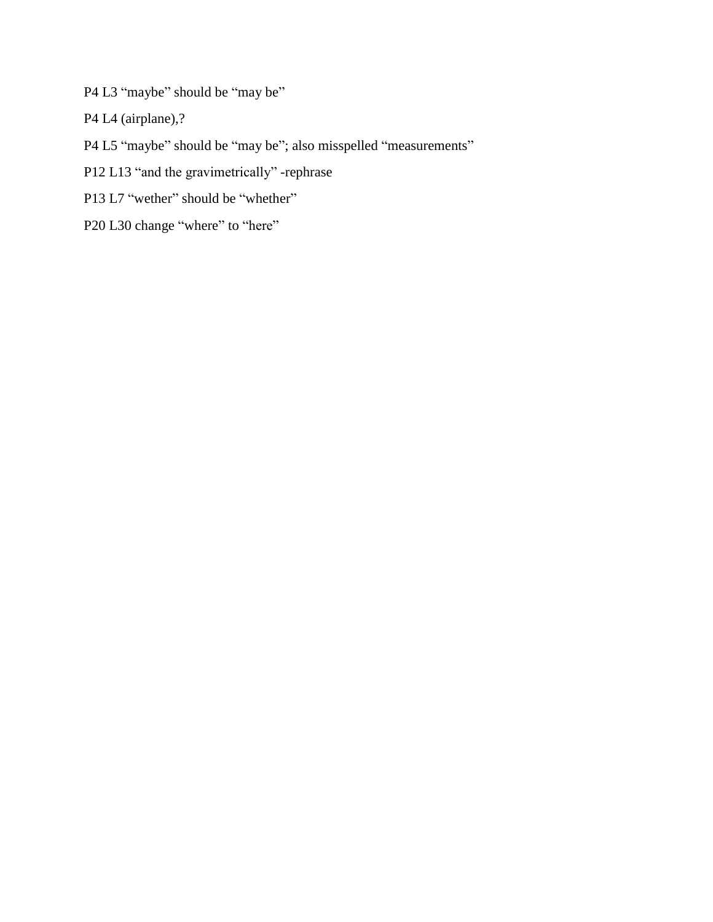P4 L3 “maybe” should be “may be”

P4 L4 (airplane),?

P4 L5 “maybe” should be “may be”; also misspelled “measurements”

P12 L13 “and the gravimetrically” -rephrase

P13 L7 “wether” should be “whether”

P20 L30 change “where” to “here”